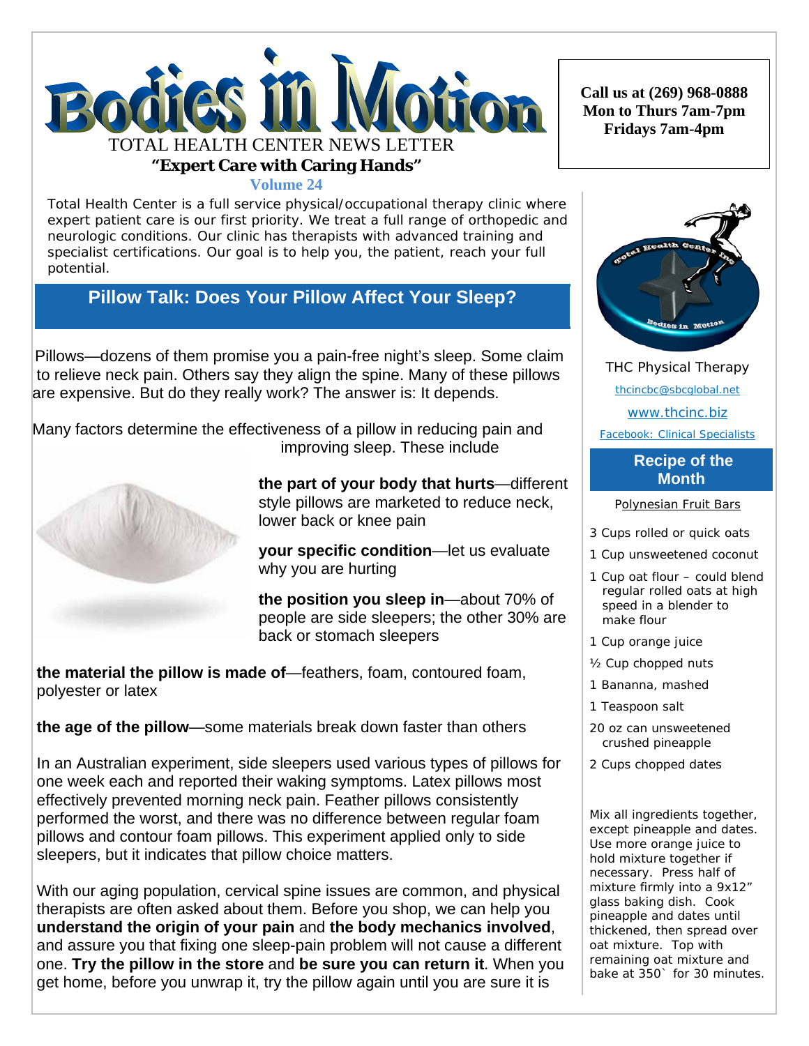# Bodies in Motion

TOTAL HEALTH CENTER NEWS LETTER

**"Expert Care with Caring Hands"**

**Volume 24**

**Call us at (269) 968-0888**
**Mon to Thurs 7am-7pm**
**Fridays 7am-4pm**

Total Health Center is a full service physical/occupational therapy clinic where expert patient care is our first priority. We treat a full range of orthopedic and neurologic conditions. Our clinic has therapists with advanced training and specialist certifications. Our goal is to help you, the patient, reach your full potential.

## Pillow Talk: Does Your Pillow Affect Your Sleep?

Pillows—dozens of them promise you a pain-free night's sleep. Some claim to relieve neck pain. Others say they align the spine. Many of these pillows are expensive. But do they really work? The answer is: It depends.

Many factors determine the effectiveness of a pillow in reducing pain and improving sleep. These include

**the part of your body that hurts**—different style pillows are marketed to reduce neck, lower back or knee pain

**your specific condition**—let us evaluate why you are hurting

**the position you sleep in**—about 70% of people are side sleepers; the other 30% are back or stomach sleepers

**the material the pillow is made of**—feathers, foam, contoured foam, polyester or latex

**the age of the pillow**—some materials break down faster than others

In an Australian experiment, side sleepers used various types of pillows for one week each and reported their waking symptoms. Latex pillows most effectively prevented morning neck pain. Feather pillows consistently performed the worst, and there was no difference between regular foam pillows and contour foam pillows. This experiment applied only to side sleepers, but it indicates that pillow choice matters.

With our aging population, cervical spine issues are common, and physical therapists are often asked about them. Before you shop, we can help you **understand the origin of your pain** and **the body mechanics involved**, and assure you that fixing one sleep-pain problem will not cause a different one. **Try the pillow in the store** and **be sure you can return it**. When you get home, before you unwrap it, try the pillow again until you are sure it is

THC Physical Therapy

thcincbc@sbcglobal.net

www.thcinc.biz

Facebook: Clinical Specialists

### Recipe of the Month

Polynesian Fruit Bars

- 3 Cups rolled or quick oats
- 1 Cup unsweetened coconut
- 1 Cup oat flour – could blend regular rolled oats at high speed in a blender to make flour
- 1 Cup orange juice
- ½ Cup chopped nuts
- 1 Bananna, mashed
- 1 Teaspoon salt
- 20 oz can unsweetened crushed pineapple
- 2 Cups chopped dates

Mix all ingredients together, except pineapple and dates. Use more orange juice to hold mixture together if necessary. Press half of mixture firmly into a 9x12" glass baking dish. Cook pineapple and dates until thickened, then spread over oat mixture. Top with remaining oat mixture and bake at 350` for 30 minutes.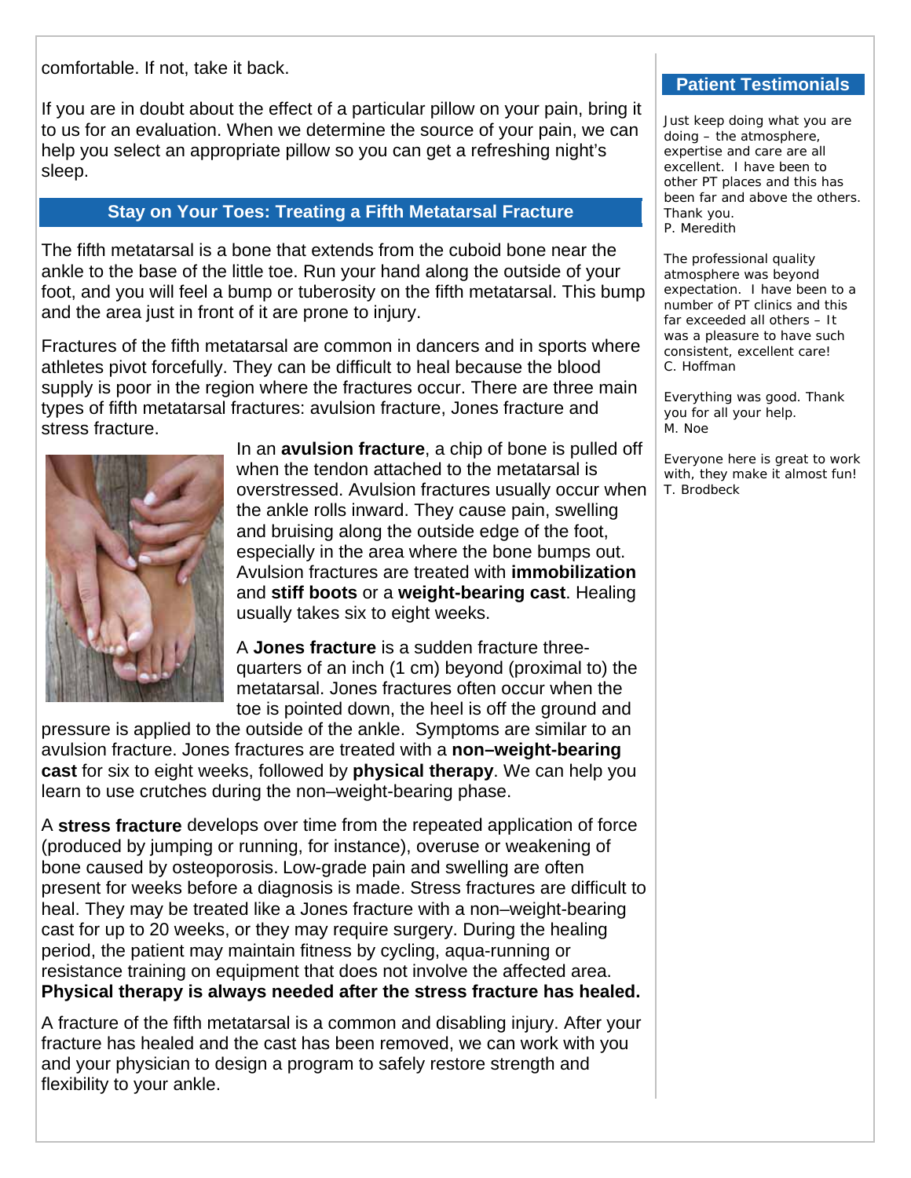comfortable. If not, take it back.

If you are in doubt about the effect of a particular pillow on your pain, bring it to us for an evaluation. When we determine the source of your pain, we can help you select an appropriate pillow so you can get a refreshing night's sleep.

## Stay on Your Toes: Treating a Fifth Metatarsal Fracture

The fifth metatarsal is a bone that extends from the cuboid bone near the ankle to the base of the little toe. Run your hand along the outside of your foot, and you will feel a bump or tuberosity on the fifth metatarsal. This bump and the area just in front of it are prone to injury.

Fractures of the fifth metatarsal are common in dancers and in sports where athletes pivot forcefully. They can be difficult to heal because the blood supply is poor in the region where the fractures occur. There are three main types of fifth metatarsal fractures: avulsion fracture, Jones fracture and stress fracture.

In an **avulsion fracture**, a chip of bone is pulled off when the tendon attached to the metatarsal is overstressed. Avulsion fractures usually occur when the ankle rolls inward. They cause pain, swelling and bruising along the outside edge of the foot, especially in the area where the bone bumps out. Avulsion fractures are treated with **immobilization** and **stiff boots** or a **weight-bearing cast**. Healing usually takes six to eight weeks.

A **Jones fracture** is a sudden fracture three-quarters of an inch (1 cm) beyond (proximal to) the metatarsal. Jones fractures often occur when the toe is pointed down, the heel is off the ground and pressure is applied to the outside of the ankle. Symptoms are similar to an avulsion fracture. Jones fractures are treated with a **non–weight-bearing cast** for six to eight weeks, followed by **physical therapy**. We can help you learn to use crutches during the non–weight-bearing phase.

A **stress fracture** develops over time from the repeated application of force (produced by jumping or running, for instance), overuse or weakening of bone caused by osteoporosis. Low-grade pain and swelling are often present for weeks before a diagnosis is made. Stress fractures are difficult to heal. They may be treated like a Jones fracture with a non–weight-bearing cast for up to 20 weeks, or they may require surgery. During the healing period, the patient may maintain fitness by cycling, aqua-running or resistance training on equipment that does not involve the affected area. **Physical therapy is always needed after the stress fracture has healed.**

A fracture of the fifth metatarsal is a common and disabling injury. After your fracture has healed and the cast has been removed, we can work with you and your physician to design a program to safely restore strength and flexibility to your ankle.

## Patient Testimonials

Just keep doing what you are doing – the atmosphere, expertise and care are all excellent. I have been to other PT places and this has been far and above the others. Thank you.
P. Meredith

The professional quality atmosphere was beyond expectation. I have been to a number of PT clinics and this far exceeded all others – It was a pleasure to have such consistent, excellent care!
C. Hoffman

Everything was good. Thank you for all your help.
M. Noe

Everyone here is great to work with, they make it almost fun!
T. Brodbeck